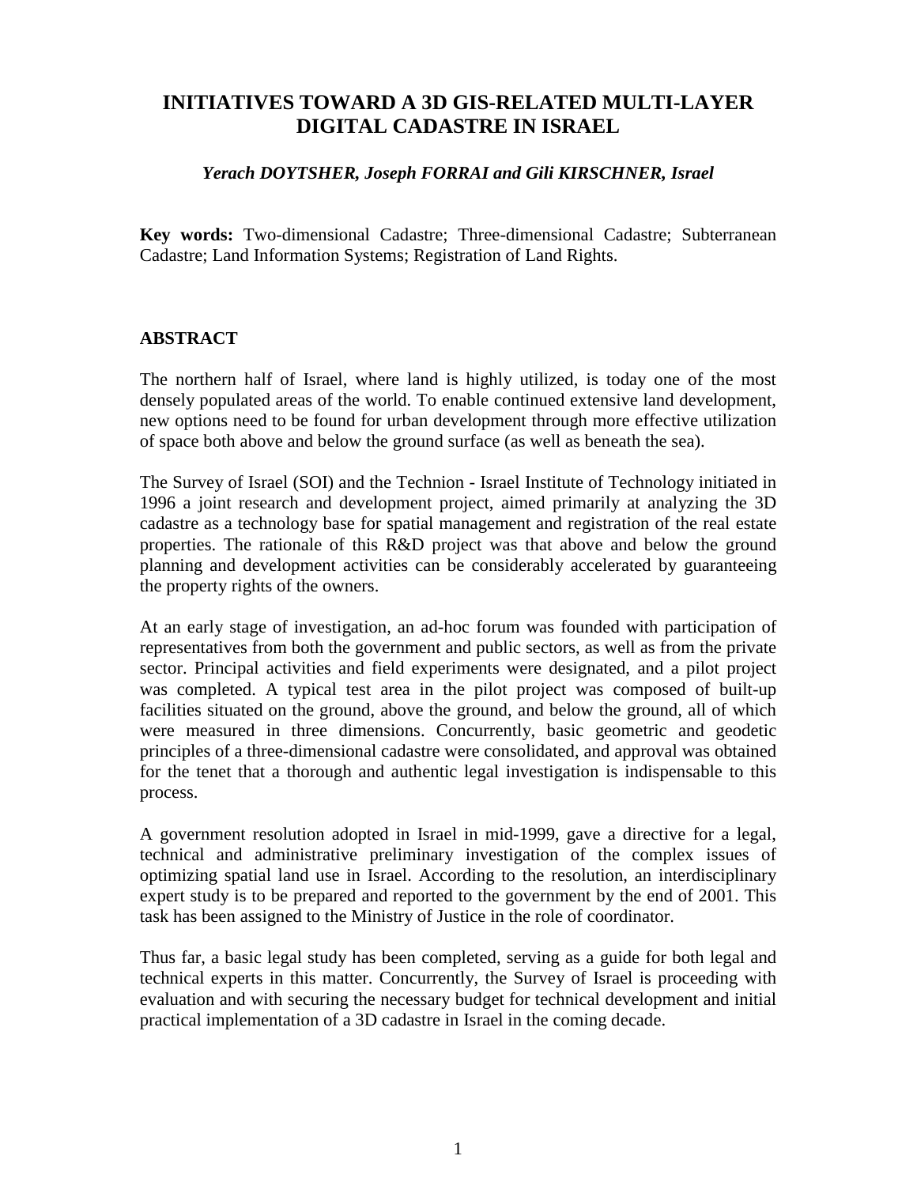# INITIATIVES TOWARD A 3D GIS-RELATED MULTI-LAYER DIGITAL CADASTRE IN ISRAEL

***Yerach DOYTSHER, Joseph FORRAI and Gili KIRSCHNER, Israel***

**Key words:** Two-dimensional Cadastre; Three-dimensional Cadastre; Subterranean Cadastre; Land Information Systems; Registration of Land Rights.

## ABSTRACT

The northern half of Israel, where land is highly utilized, is today one of the most densely populated areas of the world. To enable continued extensive land development, new options need to be found for urban development through more effective utilization of space both above and below the ground surface (as well as beneath the sea).

The Survey of Israel (SOI) and the Technion - Israel Institute of Technology initiated in 1996 a joint research and development project, aimed primarily at analyzing the 3D cadastre as a technology base for spatial management and registration of the real estate properties. The rationale of this R&D project was that above and below the ground planning and development activities can be considerably accelerated by guaranteeing the property rights of the owners.

At an early stage of investigation, an ad-hoc forum was founded with participation of representatives from both the government and public sectors, as well as from the private sector. Principal activities and field experiments were designated, and a pilot project was completed. A typical test area in the pilot project was composed of built-up facilities situated on the ground, above the ground, and below the ground, all of which were measured in three dimensions. Concurrently, basic geometric and geodetic principles of a three-dimensional cadastre were consolidated, and approval was obtained for the tenet that a thorough and authentic legal investigation is indispensable to this process.

A government resolution adopted in Israel in mid-1999, gave a directive for a legal, technical and administrative preliminary investigation of the complex issues of optimizing spatial land use in Israel. According to the resolution, an interdisciplinary expert study is to be prepared and reported to the government by the end of 2001. This task has been assigned to the Ministry of Justice in the role of coordinator.

Thus far, a basic legal study has been completed, serving as a guide for both legal and technical experts in this matter. Concurrently, the Survey of Israel is proceeding with evaluation and with securing the necessary budget for technical development and initial practical implementation of a 3D cadastre in Israel in the coming decade.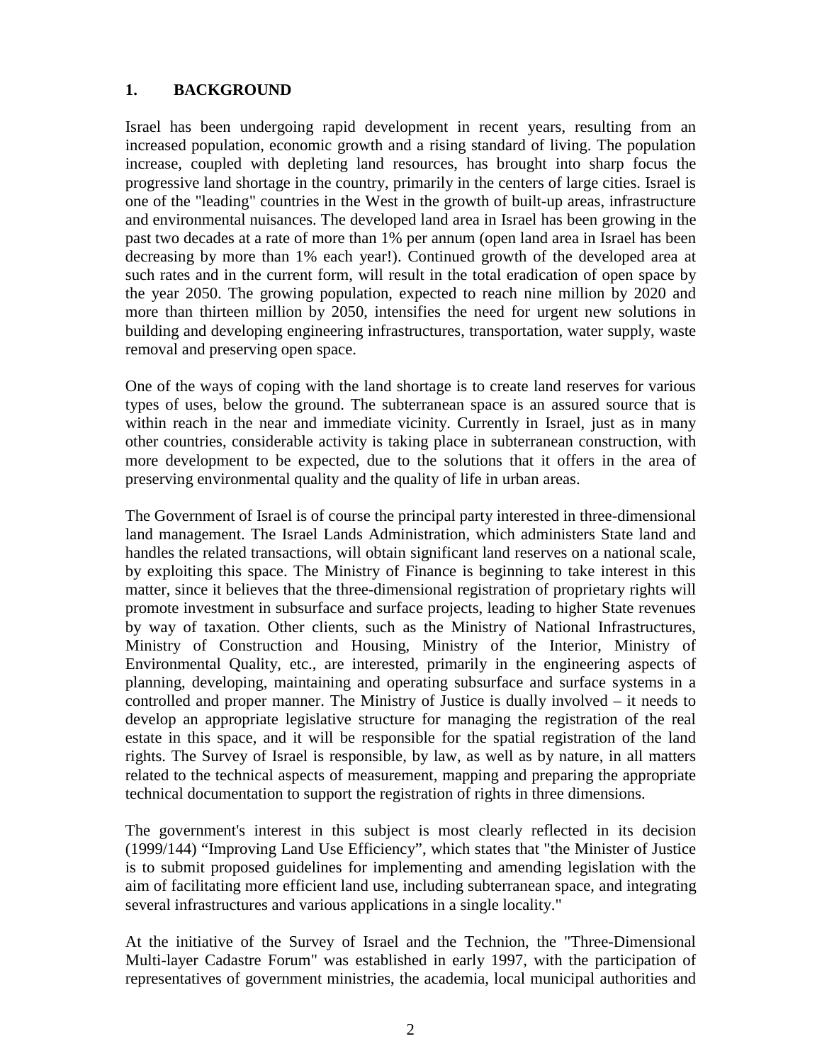## 1. BACKGROUND

Israel has been undergoing rapid development in recent years, resulting from an increased population, economic growth and a rising standard of living. The population increase, coupled with depleting land resources, has brought into sharp focus the progressive land shortage in the country, primarily in the centers of large cities. Israel is one of the "leading" countries in the West in the growth of built-up areas, infrastructure and environmental nuisances. The developed land area in Israel has been growing in the past two decades at a rate of more than 1% per annum (open land area in Israel has been decreasing by more than 1% each year!). Continued growth of the developed area at such rates and in the current form, will result in the total eradication of open space by the year 2050. The growing population, expected to reach nine million by 2020 and more than thirteen million by 2050, intensifies the need for urgent new solutions in building and developing engineering infrastructures, transportation, water supply, waste removal and preserving open space.

One of the ways of coping with the land shortage is to create land reserves for various types of uses, below the ground. The subterranean space is an assured source that is within reach in the near and immediate vicinity. Currently in Israel, just as in many other countries, considerable activity is taking place in subterranean construction, with more development to be expected, due to the solutions that it offers in the area of preserving environmental quality and the quality of life in urban areas.

The Government of Israel is of course the principal party interested in three-dimensional land management. The Israel Lands Administration, which administers State land and handles the related transactions, will obtain significant land reserves on a national scale, by exploiting this space. The Ministry of Finance is beginning to take interest in this matter, since it believes that the three-dimensional registration of proprietary rights will promote investment in subsurface and surface projects, leading to higher State revenues by way of taxation. Other clients, such as the Ministry of National Infrastructures, Ministry of Construction and Housing, Ministry of the Interior, Ministry of Environmental Quality, etc., are interested, primarily in the engineering aspects of planning, developing, maintaining and operating subsurface and surface systems in a controlled and proper manner. The Ministry of Justice is dually involved – it needs to develop an appropriate legislative structure for managing the registration of the real estate in this space, and it will be responsible for the spatial registration of the land rights. The Survey of Israel is responsible, by law, as well as by nature, in all matters related to the technical aspects of measurement, mapping and preparing the appropriate technical documentation to support the registration of rights in three dimensions.

The government's interest in this subject is most clearly reflected in its decision (1999/144) “Improving Land Use Efficiency”, which states that "the Minister of Justice is to submit proposed guidelines for implementing and amending legislation with the aim of facilitating more efficient land use, including subterranean space, and integrating several infrastructures and various applications in a single locality."

At the initiative of the Survey of Israel and the Technion, the "Three-Dimensional Multi-layer Cadastre Forum" was established in early 1997, with the participation of representatives of government ministries, the academia, local municipal authorities and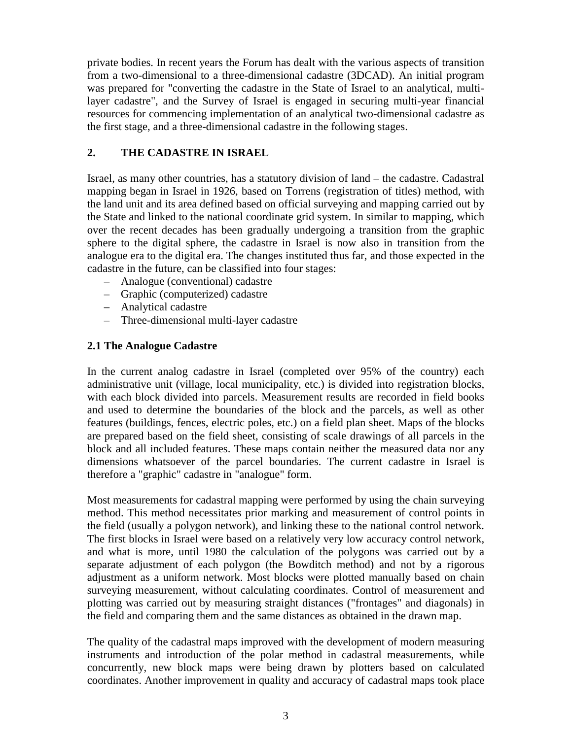private bodies. In recent years the Forum has dealt with the various aspects of transition from a two-dimensional to a three-dimensional cadastre (3DCAD). An initial program was prepared for "converting the cadastre in the State of Israel to an analytical, multi-layer cadastre", and the Survey of Israel is engaged in securing multi-year financial resources for commencing implementation of an analytical two-dimensional cadastre as the first stage, and a three-dimensional cadastre in the following stages.

## 2. THE CADASTRE IN ISRAEL

Israel, as many other countries, has a statutory division of land – the cadastre. Cadastral mapping began in Israel in 1926, based on Torrens (registration of titles) method, with the land unit and its area defined based on official surveying and mapping carried out by the State and linked to the national coordinate grid system. In similar to mapping, which over the recent decades has been gradually undergoing a transition from the graphic sphere to the digital sphere, the cadastre in Israel is now also in transition from the analogue era to the digital era. The changes instituted thus far, and those expected in the cadastre in the future, can be classified into four stages:

- Analogue (conventional) cadastre
- Graphic (computerized) cadastre
- Analytical cadastre
- Three-dimensional multi-layer cadastre

### 2.1 The Analogue Cadastre

In the current analog cadastre in Israel (completed over 95% of the country) each administrative unit (village, local municipality, etc.) is divided into registration blocks, with each block divided into parcels. Measurement results are recorded in field books and used to determine the boundaries of the block and the parcels, as well as other features (buildings, fences, electric poles, etc.) on a field plan sheet. Maps of the blocks are prepared based on the field sheet, consisting of scale drawings of all parcels in the block and all included features. These maps contain neither the measured data nor any dimensions whatsoever of the parcel boundaries. The current cadastre in Israel is therefore a "graphic" cadastre in "analogue" form.

Most measurements for cadastral mapping were performed by using the chain surveying method. This method necessitates prior marking and measurement of control points in the field (usually a polygon network), and linking these to the national control network. The first blocks in Israel were based on a relatively very low accuracy control network, and what is more, until 1980 the calculation of the polygons was carried out by a separate adjustment of each polygon (the Bowditch method) and not by a rigorous adjustment as a uniform network. Most blocks were plotted manually based on chain surveying measurement, without calculating coordinates. Control of measurement and plotting was carried out by measuring straight distances ("frontages" and diagonals) in the field and comparing them and the same distances as obtained in the drawn map.

The quality of the cadastral maps improved with the development of modern measuring instruments and introduction of the polar method in cadastral measurements, while concurrently, new block maps were being drawn by plotters based on calculated coordinates. Another improvement in quality and accuracy of cadastral maps took place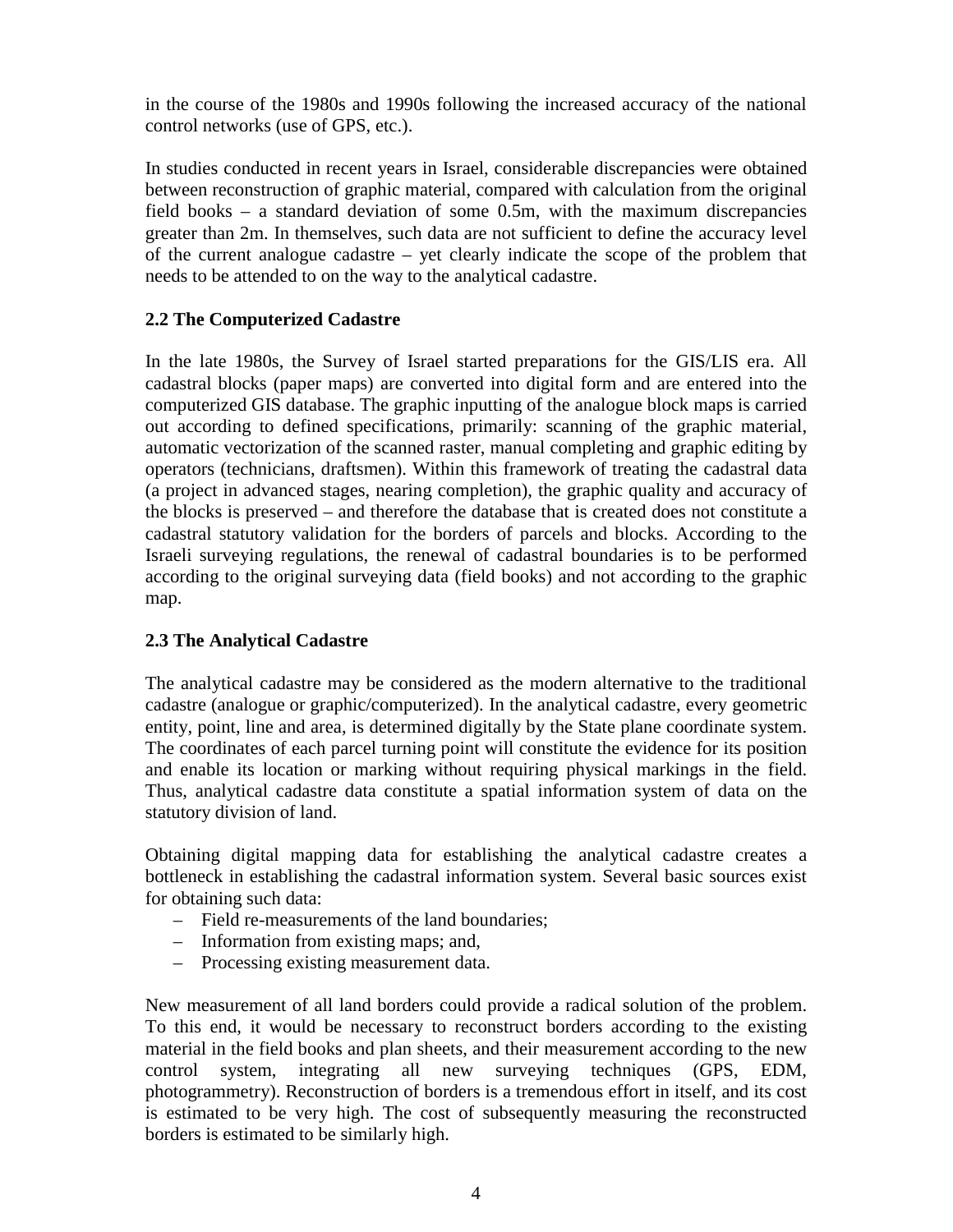in the course of the 1980s and 1990s following the increased accuracy of the national control networks (use of GPS, etc.).

In studies conducted in recent years in Israel, considerable discrepancies were obtained between reconstruction of graphic material, compared with calculation from the original field books – a standard deviation of some 0.5m, with the maximum discrepancies greater than 2m. In themselves, such data are not sufficient to define the accuracy level of the current analogue cadastre – yet clearly indicate the scope of the problem that needs to be attended to on the way to the analytical cadastre.

### 2.2 The Computerized Cadastre

In the late 1980s, the Survey of Israel started preparations for the GIS/LIS era. All cadastral blocks (paper maps) are converted into digital form and are entered into the computerized GIS database. The graphic inputting of the analogue block maps is carried out according to defined specifications, primarily: scanning of the graphic material, automatic vectorization of the scanned raster, manual completing and graphic editing by operators (technicians, draftsmen). Within this framework of treating the cadastral data (a project in advanced stages, nearing completion), the graphic quality and accuracy of the blocks is preserved – and therefore the database that is created does not constitute a cadastral statutory validation for the borders of parcels and blocks. According to the Israeli surveying regulations, the renewal of cadastral boundaries is to be performed according to the original surveying data (field books) and not according to the graphic map.

### 2.3 The Analytical Cadastre

The analytical cadastre may be considered as the modern alternative to the traditional cadastre (analogue or graphic/computerized). In the analytical cadastre, every geometric entity, point, line and area, is determined digitally by the State plane coordinate system. The coordinates of each parcel turning point will constitute the evidence for its position and enable its location or marking without requiring physical markings in the field. Thus, analytical cadastre data constitute a spatial information system of data on the statutory division of land.

Obtaining digital mapping data for establishing the analytical cadastre creates a bottleneck in establishing the cadastral information system. Several basic sources exist for obtaining such data:

- Field re-measurements of the land boundaries;
- Information from existing maps; and,
- Processing existing measurement data.

New measurement of all land borders could provide a radical solution of the problem. To this end, it would be necessary to reconstruct borders according to the existing material in the field books and plan sheets, and their measurement according to the new control system, integrating all new surveying techniques (GPS, EDM, photogrammetry). Reconstruction of borders is a tremendous effort in itself, and its cost is estimated to be very high. The cost of subsequently measuring the reconstructed borders is estimated to be similarly high.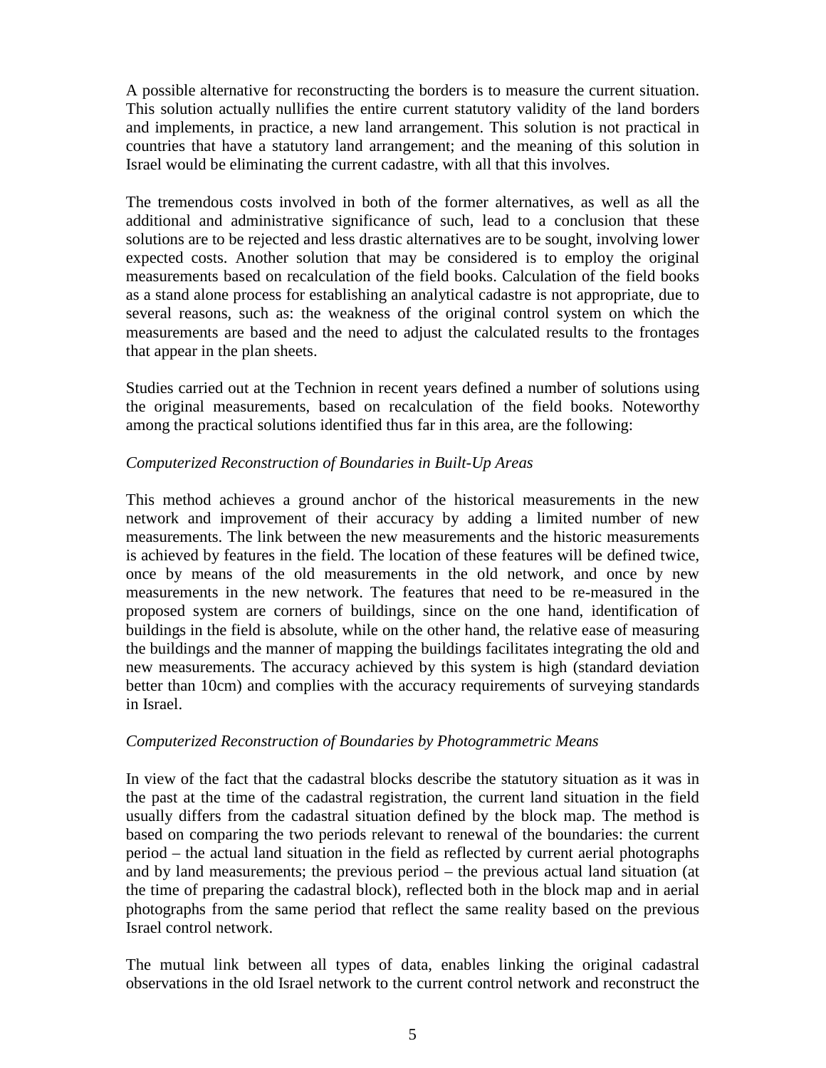A possible alternative for reconstructing the borders is to measure the current situation. This solution actually nullifies the entire current statutory validity of the land borders and implements, in practice, a new land arrangement. This solution is not practical in countries that have a statutory land arrangement; and the meaning of this solution in Israel would be eliminating the current cadastre, with all that this involves.

The tremendous costs involved in both of the former alternatives, as well as all the additional and administrative significance of such, lead to a conclusion that these solutions are to be rejected and less drastic alternatives are to be sought, involving lower expected costs. Another solution that may be considered is to employ the original measurements based on recalculation of the field books. Calculation of the field books as a stand alone process for establishing an analytical cadastre is not appropriate, due to several reasons, such as: the weakness of the original control system on which the measurements are based and the need to adjust the calculated results to the frontages that appear in the plan sheets.

Studies carried out at the Technion in recent years defined a number of solutions using the original measurements, based on recalculation of the field books. Noteworthy among the practical solutions identified thus far in this area, are the following:

*Computerized Reconstruction of Boundaries in Built-Up Areas*

This method achieves a ground anchor of the historical measurements in the new network and improvement of their accuracy by adding a limited number of new measurements. The link between the new measurements and the historic measurements is achieved by features in the field. The location of these features will be defined twice, once by means of the old measurements in the old network, and once by new measurements in the new network. The features that need to be re-measured in the proposed system are corners of buildings, since on the one hand, identification of buildings in the field is absolute, while on the other hand, the relative ease of measuring the buildings and the manner of mapping the buildings facilitates integrating the old and new measurements. The accuracy achieved by this system is high (standard deviation better than 10cm) and complies with the accuracy requirements of surveying standards in Israel.

*Computerized Reconstruction of Boundaries by Photogrammetric Means*

In view of the fact that the cadastral blocks describe the statutory situation as it was in the past at the time of the cadastral registration, the current land situation in the field usually differs from the cadastral situation defined by the block map. The method is based on comparing the two periods relevant to renewal of the boundaries: the current period – the actual land situation in the field as reflected by current aerial photographs and by land measurements; the previous period – the previous actual land situation (at the time of preparing the cadastral block), reflected both in the block map and in aerial photographs from the same period that reflect the same reality based on the previous Israel control network.

The mutual link between all types of data, enables linking the original cadastral observations in the old Israel network to the current control network and reconstruct the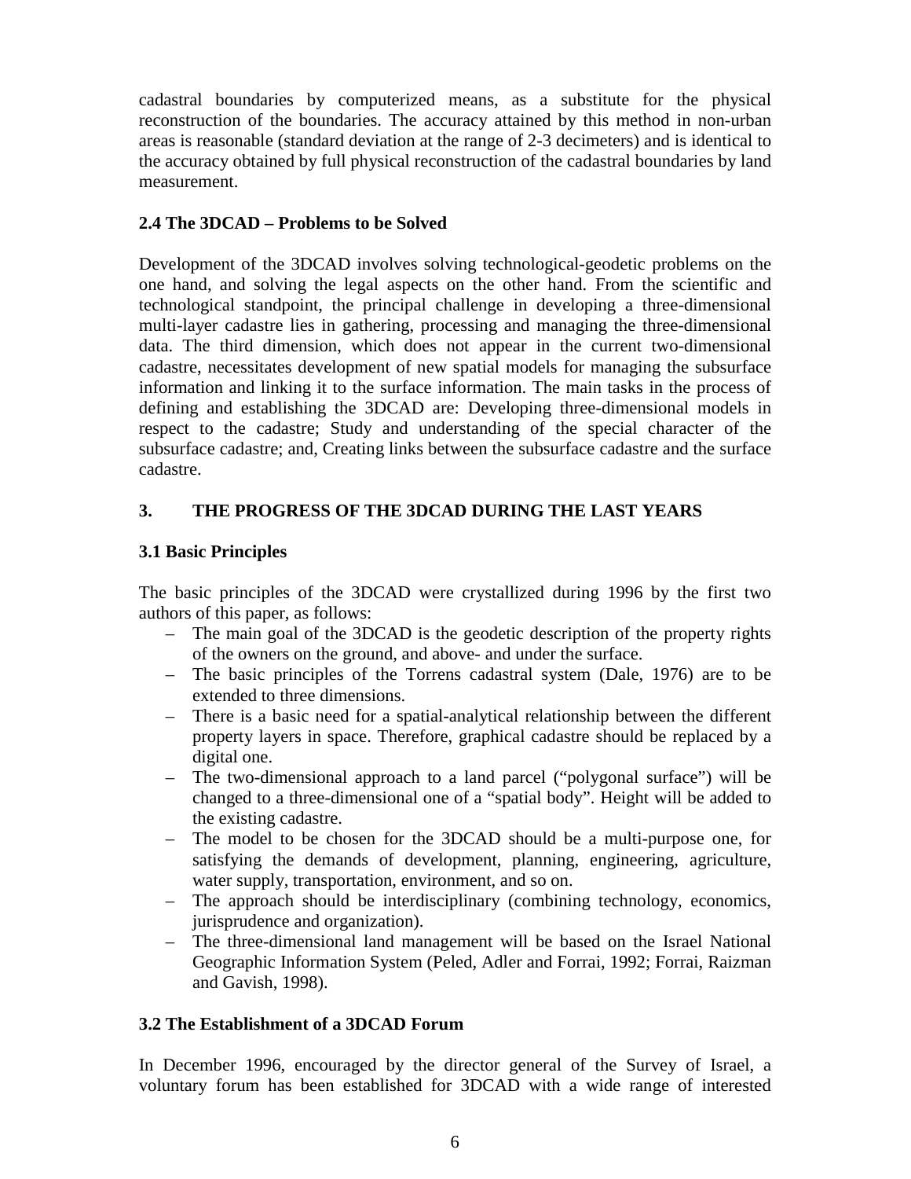cadastral boundaries by computerized means, as a substitute for the physical reconstruction of the boundaries. The accuracy attained by this method in non-urban areas is reasonable (standard deviation at the range of 2-3 decimeters) and is identical to the accuracy obtained by full physical reconstruction of the cadastral boundaries by land measurement.

### 2.4 The 3DCAD – Problems to be Solved

Development of the 3DCAD involves solving technological-geodetic problems on the one hand, and solving the legal aspects on the other hand. From the scientific and technological standpoint, the principal challenge in developing a three-dimensional multi-layer cadastre lies in gathering, processing and managing the three-dimensional data. The third dimension, which does not appear in the current two-dimensional cadastre, necessitates development of new spatial models for managing the subsurface information and linking it to the surface information. The main tasks in the process of defining and establishing the 3DCAD are: Developing three-dimensional models in respect to the cadastre; Study and understanding of the special character of the subsurface cadastre; and, Creating links between the subsurface cadastre and the surface cadastre.

## 3. THE PROGRESS OF THE 3DCAD DURING THE LAST YEARS

### 3.1 Basic Principles

The basic principles of the 3DCAD were crystallized during 1996 by the first two authors of this paper, as follows:

- The main goal of the 3DCAD is the geodetic description of the property rights of the owners on the ground, and above- and under the surface.
- The basic principles of the Torrens cadastral system (Dale, 1976) are to be extended to three dimensions.
- There is a basic need for a spatial-analytical relationship between the different property layers in space. Therefore, graphical cadastre should be replaced by a digital one.
- The two-dimensional approach to a land parcel ("polygonal surface") will be changed to a three-dimensional one of a "spatial body". Height will be added to the existing cadastre.
- The model to be chosen for the 3DCAD should be a multi-purpose one, for satisfying the demands of development, planning, engineering, agriculture, water supply, transportation, environment, and so on.
- The approach should be interdisciplinary (combining technology, economics, jurisprudence and organization).
- The three-dimensional land management will be based on the Israel National Geographic Information System (Peled, Adler and Forrai, 1992; Forrai, Raizman and Gavish, 1998).

### 3.2 The Establishment of a 3DCAD Forum

In December 1996, encouraged by the director general of the Survey of Israel, a voluntary forum has been established for 3DCAD with a wide range of interested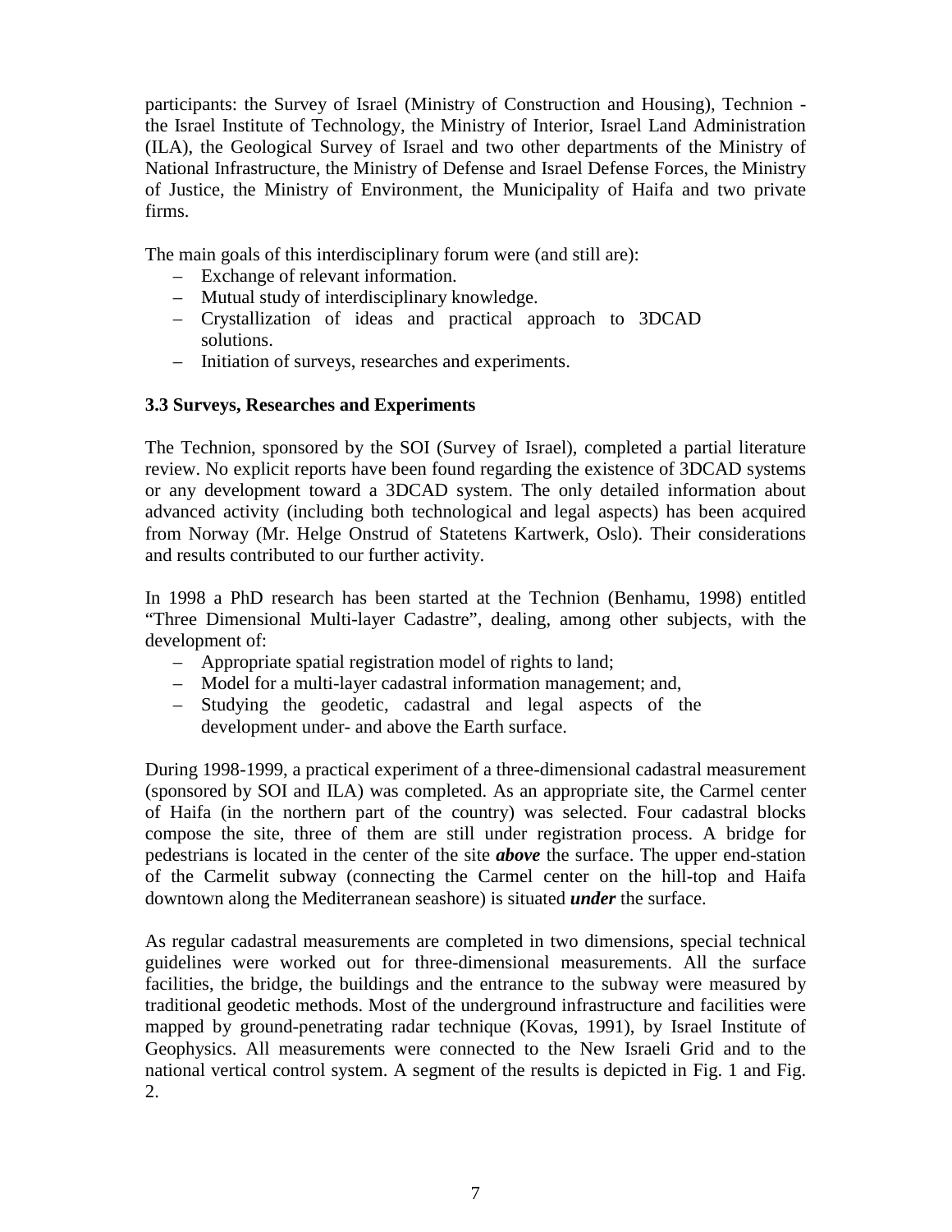participants: the Survey of Israel (Ministry of Construction and Housing), Technion - the Israel Institute of Technology, the Ministry of Interior, Israel Land Administration (ILA), the Geological Survey of Israel and two other departments of the Ministry of National Infrastructure, the Ministry of Defense and Israel Defense Forces, the Ministry of Justice, the Ministry of Environment, the Municipality of Haifa and two private firms.

The main goals of this interdisciplinary forum were (and still are):

- Exchange of relevant information.
- Mutual study of interdisciplinary knowledge.
- Crystallization of ideas and practical approach to 3DCAD solutions.
- Initiation of surveys, researches and experiments.

### 3.3 Surveys, Researches and Experiments

The Technion, sponsored by the SOI (Survey of Israel), completed a partial literature review. No explicit reports have been found regarding the existence of 3DCAD systems or any development toward a 3DCAD system. The only detailed information about advanced activity (including both technological and legal aspects) has been acquired from Norway (Mr. Helge Onstrud of Statetens Kartwerk, Oslo). Their considerations and results contributed to our further activity.

In 1998 a PhD research has been started at the Technion (Benhamu, 1998) entitled "Three Dimensional Multi-layer Cadastre", dealing, among other subjects, with the development of:

- Appropriate spatial registration model of rights to land;
- Model for a multi-layer cadastral information management; and,
- Studying the geodetic, cadastral and legal aspects of the development under- and above the Earth surface.

During 1998-1999, a practical experiment of a three-dimensional cadastral measurement (sponsored by SOI and ILA) was completed. As an appropriate site, the Carmel center of Haifa (in the northern part of the country) was selected. Four cadastral blocks compose the site, three of them are still under registration process. A bridge for pedestrians is located in the center of the site ***above*** the surface. The upper end-station of the Carmelit subway (connecting the Carmel center on the hill-top and Haifa downtown along the Mediterranean seashore) is situated ***under*** the surface.

As regular cadastral measurements are completed in two dimensions, special technical guidelines were worked out for three-dimensional measurements. All the surface facilities, the bridge, the buildings and the entrance to the subway were measured by traditional geodetic methods. Most of the underground infrastructure and facilities were mapped by ground-penetrating radar technique (Kovas, 1991), by Israel Institute of Geophysics. All measurements were connected to the New Israeli Grid and to the national vertical control system. A segment of the results is depicted in Fig. 1 and Fig. 2.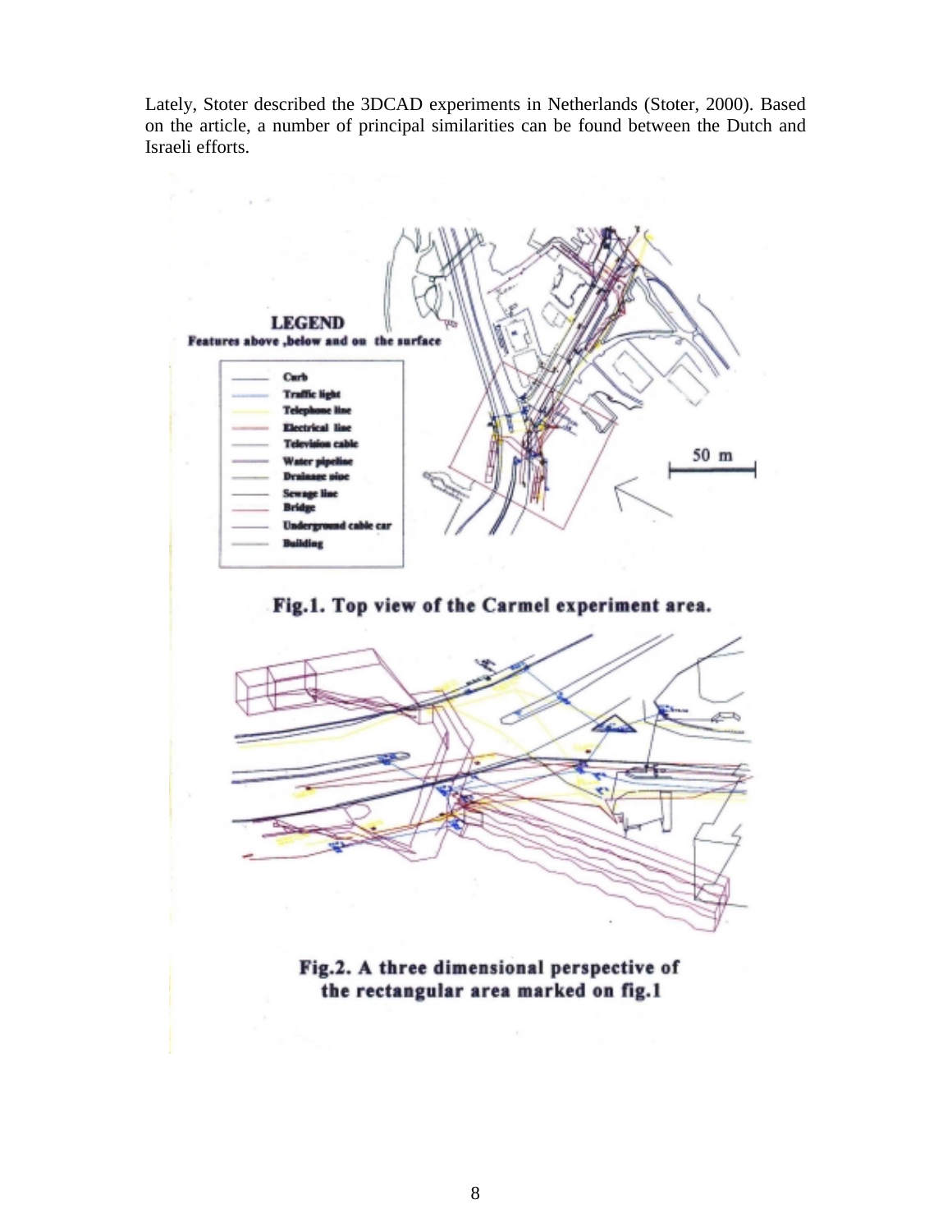Lately, Stoter described the 3DCAD experiments in Netherlands (Stoter, 2000). Based on the article, a number of principal similarities can be found between the Dutch and Israeli efforts.

**Fig.1. Top view of the Carmel experiment area.**

**Fig.2. A three dimensional perspective of the rectangular area marked on fig.1**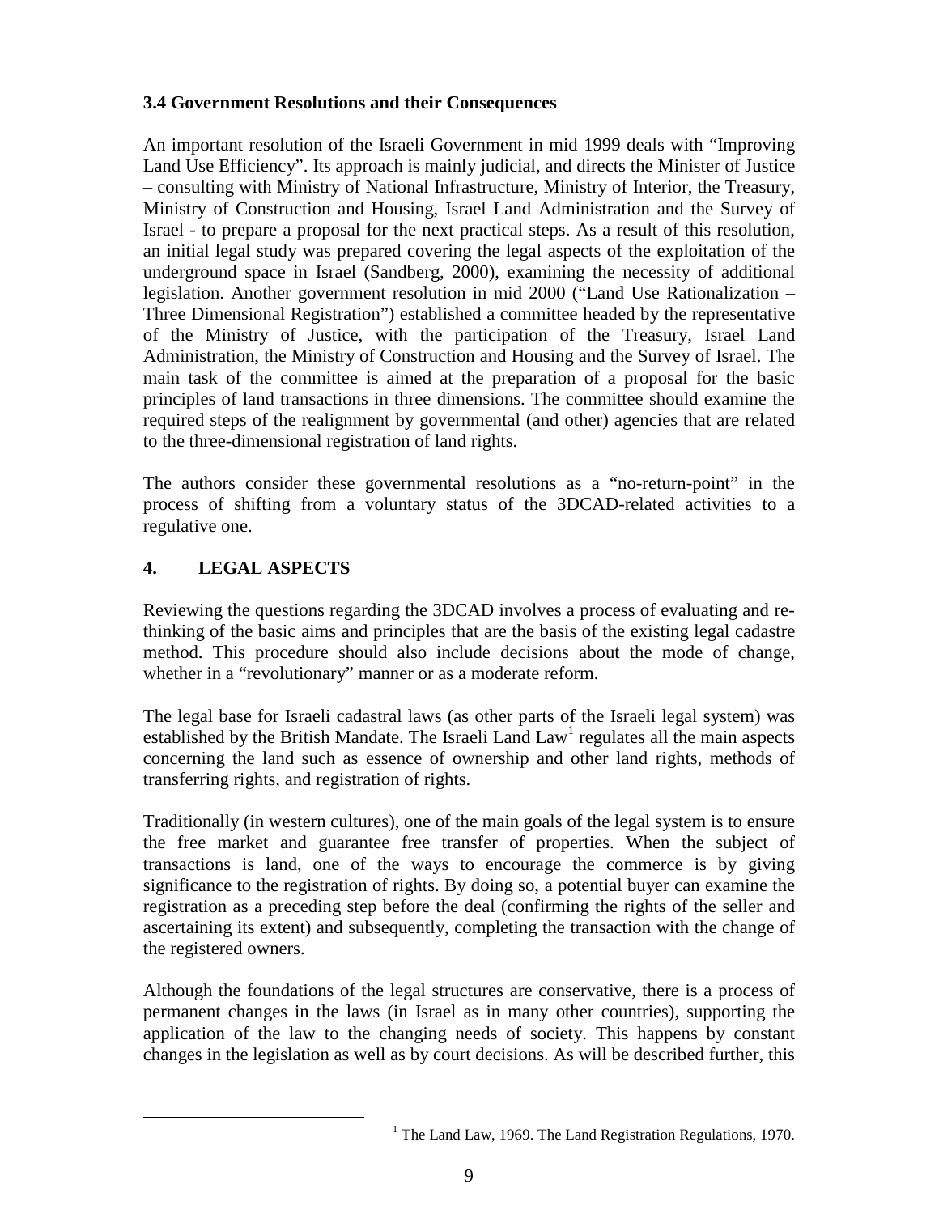### 3.4 Government Resolutions and their Consequences

An important resolution of the Israeli Government in mid 1999 deals with "Improving Land Use Efficiency". Its approach is mainly judicial, and directs the Minister of Justice – consulting with Ministry of National Infrastructure, Ministry of Interior, the Treasury, Ministry of Construction and Housing, Israel Land Administration and the Survey of Israel - to prepare a proposal for the next practical steps. As a result of this resolution, an initial legal study was prepared covering the legal aspects of the exploitation of the underground space in Israel (Sandberg, 2000), examining the necessity of additional legislation. Another government resolution in mid 2000 ("Land Use Rationalization – Three Dimensional Registration") established a committee headed by the representative of the Ministry of Justice, with the participation of the Treasury, Israel Land Administration, the Ministry of Construction and Housing and the Survey of Israel. The main task of the committee is aimed at the preparation of a proposal for the basic principles of land transactions in three dimensions. The committee should examine the required steps of the realignment by governmental (and other) agencies that are related to the three-dimensional registration of land rights.

The authors consider these governmental resolutions as a "no-return-point" in the process of shifting from a voluntary status of the 3DCAD-related activities to a regulative one.

## 4. LEGAL ASPECTS

Reviewing the questions regarding the 3DCAD involves a process of evaluating and re-thinking of the basic aims and principles that are the basis of the existing legal cadastre method. This procedure should also include decisions about the mode of change, whether in a "revolutionary" manner or as a moderate reform.

The legal base for Israeli cadastral laws (as other parts of the Israeli legal system) was established by the British Mandate. The Israeli Land Law[1] regulates all the main aspects concerning the land such as essence of ownership and other land rights, methods of transferring rights, and registration of rights.

Traditionally (in western cultures), one of the main goals of the legal system is to ensure the free market and guarantee free transfer of properties. When the subject of transactions is land, one of the ways to encourage the commerce is by giving significance to the registration of rights. By doing so, a potential buyer can examine the registration as a preceding step before the deal (confirming the rights of the seller and ascertaining its extent) and subsequently, completing the transaction with the change of the registered owners.

Although the foundations of the legal structures are conservative, there is a process of permanent changes in the laws (in Israel as in many other countries), supporting the application of the law to the changing needs of society. This happens by constant changes in the legislation as well as by court decisions. As will be described further, this

[1] The Land Law, 1969. The Land Registration Regulations, 1970.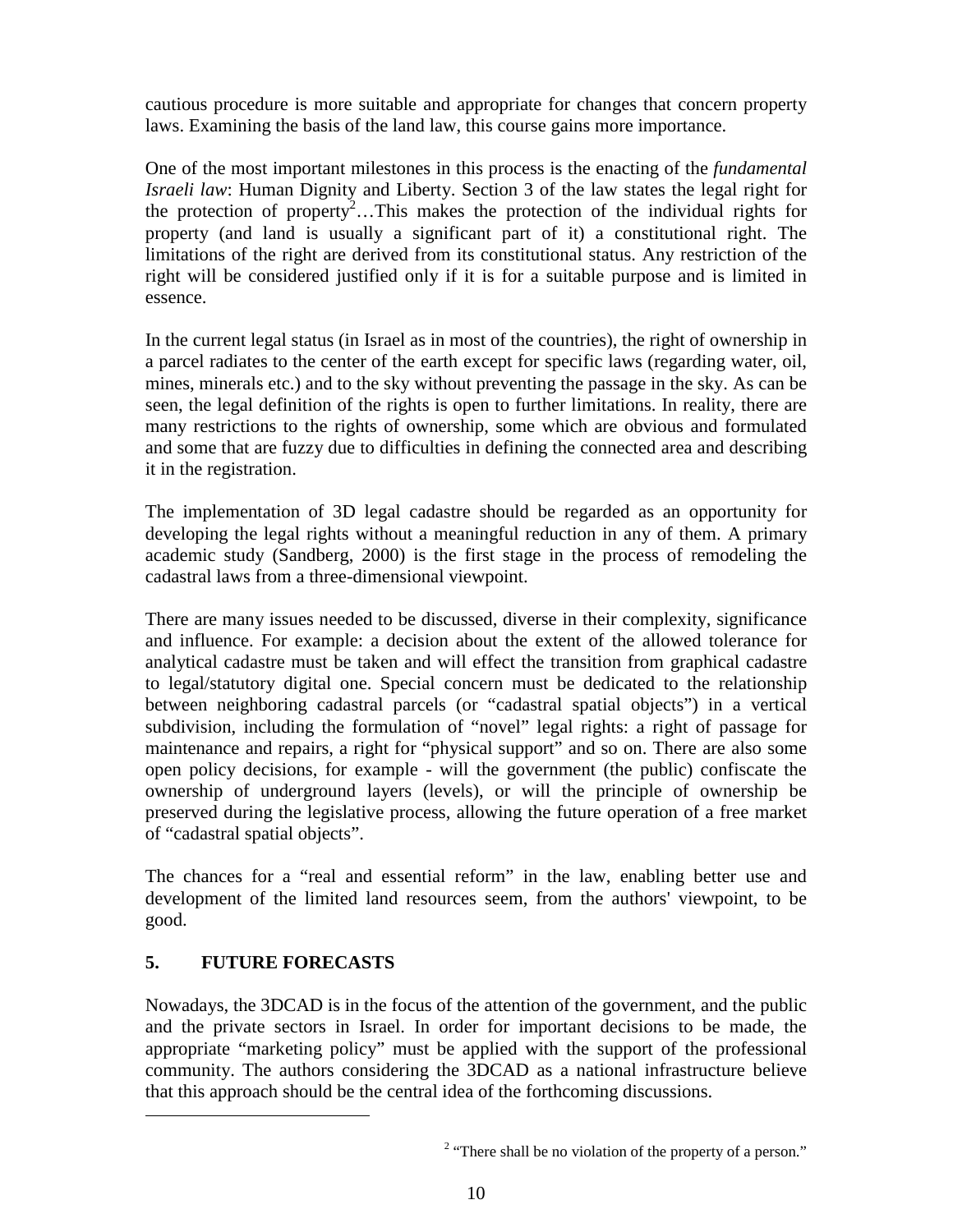cautious procedure is more suitable and appropriate for changes that concern property laws. Examining the basis of the land law, this course gains more importance.

One of the most important milestones in this process is the enacting of the *fundamental Israeli law*: Human Dignity and Liberty. Section 3 of the law states the legal right for the protection of property[2]…This makes the protection of the individual rights for property (and land is usually a significant part of it) a constitutional right. The limitations of the right are derived from its constitutional status. Any restriction of the right will be considered justified only if it is for a suitable purpose and is limited in essence.

In the current legal status (in Israel as in most of the countries), the right of ownership in a parcel radiates to the center of the earth except for specific laws (regarding water, oil, mines, minerals etc.) and to the sky without preventing the passage in the sky. As can be seen, the legal definition of the rights is open to further limitations. In reality, there are many restrictions to the rights of ownership, some which are obvious and formulated and some that are fuzzy due to difficulties in defining the connected area and describing it in the registration.

The implementation of 3D legal cadastre should be regarded as an opportunity for developing the legal rights without a meaningful reduction in any of them. A primary academic study (Sandberg, 2000) is the first stage in the process of remodeling the cadastral laws from a three-dimensional viewpoint.

There are many issues needed to be discussed, diverse in their complexity, significance and influence. For example: a decision about the extent of the allowed tolerance for analytical cadastre must be taken and will effect the transition from graphical cadastre to legal/statutory digital one. Special concern must be dedicated to the relationship between neighboring cadastral parcels (or "cadastral spatial objects") in a vertical subdivision, including the formulation of "novel" legal rights: a right of passage for maintenance and repairs, a right for "physical support" and so on. There are also some open policy decisions, for example - will the government (the public) confiscate the ownership of underground layers (levels), or will the principle of ownership be preserved during the legislative process, allowing the future operation of a free market of "cadastral spatial objects".

The chances for a "real and essential reform" in the law, enabling better use and development of the limited land resources seem, from the authors' viewpoint, to be good.

## 5. FUTURE FORECASTS

Nowadays, the 3DCAD is in the focus of the attention of the government, and the public and the private sectors in Israel. In order for important decisions to be made, the appropriate "marketing policy" must be applied with the support of the professional community. The authors considering the 3DCAD as a national infrastructure believe that this approach should be the central idea of the forthcoming discussions.

---

[2] "There shall be no violation of the property of a person."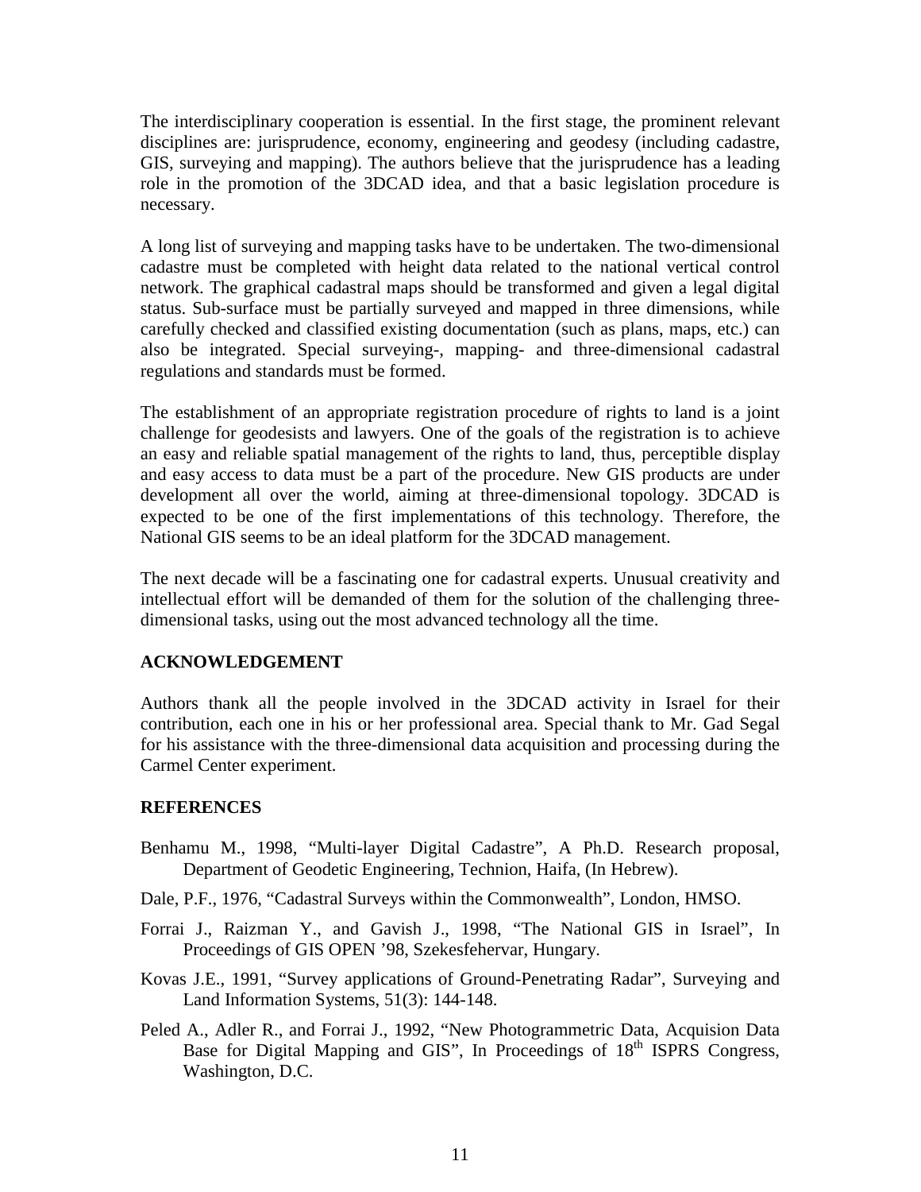The interdisciplinary cooperation is essential. In the first stage, the prominent relevant disciplines are: jurisprudence, economy, engineering and geodesy (including cadastre, GIS, surveying and mapping). The authors believe that the jurisprudence has a leading role in the promotion of the 3DCAD idea, and that a basic legislation procedure is necessary.

A long list of surveying and mapping tasks have to be undertaken. The two-dimensional cadastre must be completed with height data related to the national vertical control network. The graphical cadastral maps should be transformed and given a legal digital status. Sub-surface must be partially surveyed and mapped in three dimensions, while carefully checked and classified existing documentation (such as plans, maps, etc.) can also be integrated. Special surveying-, mapping- and three-dimensional cadastral regulations and standards must be formed.

The establishment of an appropriate registration procedure of rights to land is a joint challenge for geodesists and lawyers. One of the goals of the registration is to achieve an easy and reliable spatial management of the rights to land, thus, perceptible display and easy access to data must be a part of the procedure. New GIS products are under development all over the world, aiming at three-dimensional topology. 3DCAD is expected to be one of the first implementations of this technology. Therefore, the National GIS seems to be an ideal platform for the 3DCAD management.

The next decade will be a fascinating one for cadastral experts. Unusual creativity and intellectual effort will be demanded of them for the solution of the challenging three-dimensional tasks, using out the most advanced technology all the time.

## ACKNOWLEDGEMENT

Authors thank all the people involved in the 3DCAD activity in Israel for their contribution, each one in his or her professional area. Special thank to Mr. Gad Segal for his assistance with the three-dimensional data acquisition and processing during the Carmel Center experiment.

## REFERENCES

Benhamu M., 1998, "Multi-layer Digital Cadastre", A Ph.D. Research proposal, Department of Geodetic Engineering, Technion, Haifa, (In Hebrew).

Dale, P.F., 1976, "Cadastral Surveys within the Commonwealth", London, HMSO.

Forrai J., Raizman Y., and Gavish J., 1998, "The National GIS in Israel", In Proceedings of GIS OPEN '98, Szekesfehervar, Hungary.

Kovas J.E., 1991, "Survey applications of Ground-Penetrating Radar", Surveying and Land Information Systems, 51(3): 144-148.

Peled A., Adler R., and Forrai J., 1992, "New Photogrammetric Data, Acquision Data Base for Digital Mapping and GIS", In Proceedings of 18th ISPRS Congress, Washington, D.C.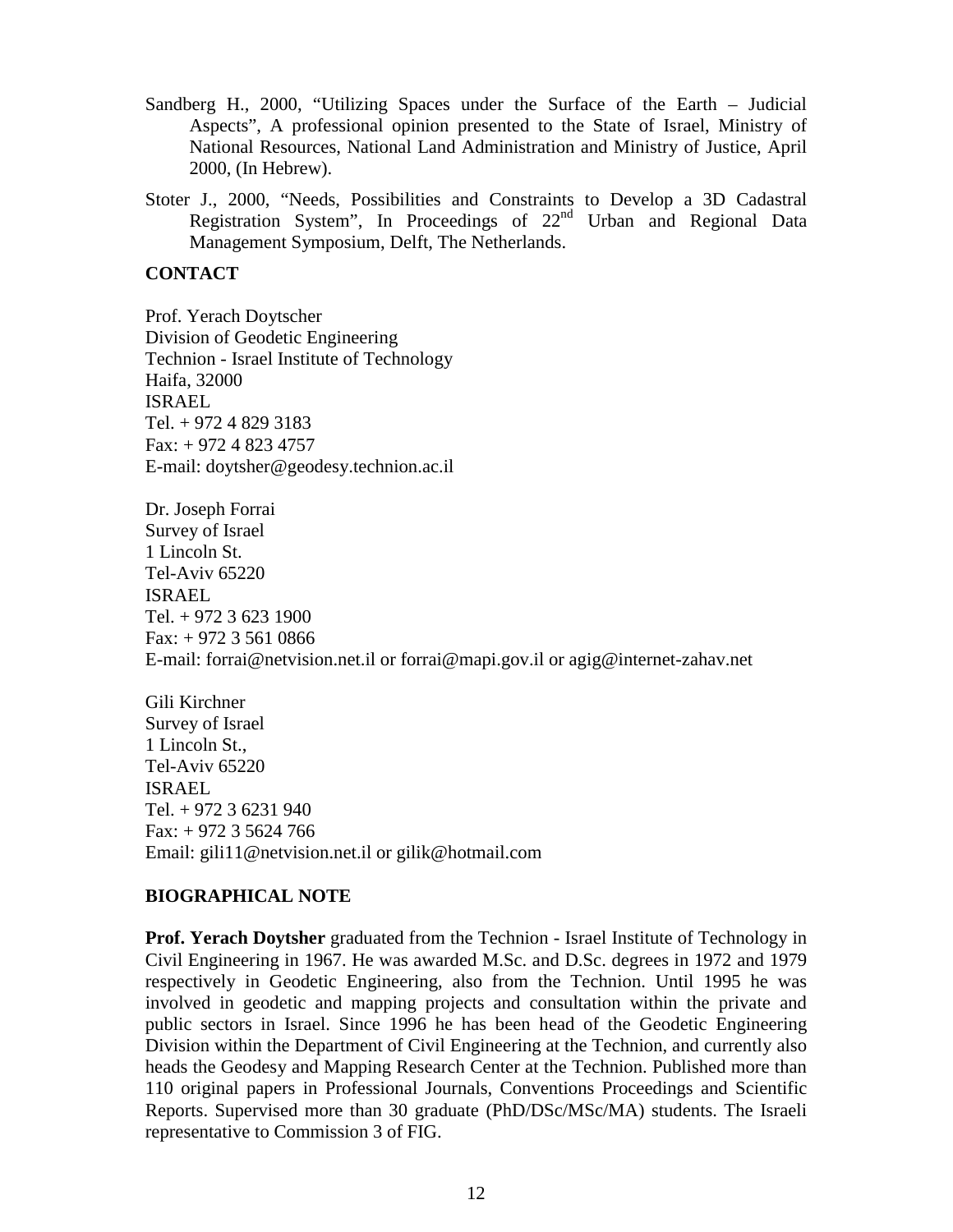Sandberg H., 2000, “Utilizing Spaces under the Surface of the Earth – Judicial Aspects”, A professional opinion presented to the State of Israel, Ministry of National Resources, National Land Administration and Ministry of Justice, April 2000, (In Hebrew).

Stoter J., 2000, “Needs, Possibilities and Constraints to Develop a 3D Cadastral Registration System”, In Proceedings of 22nd Urban and Regional Data Management Symposium, Delft, The Netherlands.

## CONTACT

Prof. Yerach Doytscher
Division of Geodetic Engineering
Technion - Israel Institute of Technology
Haifa, 32000
ISRAEL
Tel. + 972 4 829 3183
Fax: + 972 4 823 4757
E-mail: doytsher@geodesy.technion.ac.il

Dr. Joseph Forrai
Survey of Israel
1 Lincoln St.
Tel-Aviv 65220
ISRAEL
Tel. + 972 3 623 1900
Fax: + 972 3 561 0866
E-mail: forrai@netvision.net.il or forrai@mapi.gov.il or agig@internet-zahav.net

Gili Kirchner
Survey of Israel
1 Lincoln St.,
Tel-Aviv 65220
ISRAEL
Tel. + 972 3 6231 940
Fax: + 972 3 5624 766
Email: gili11@netvision.net.il or gilik@hotmail.com

## BIOGRAPHICAL NOTE

**Prof. Yerach Doytsher** graduated from the Technion - Israel Institute of Technology in Civil Engineering in 1967. He was awarded M.Sc. and D.Sc. degrees in 1972 and 1979 respectively in Geodetic Engineering, also from the Technion. Until 1995 he was involved in geodetic and mapping projects and consultation within the private and public sectors in Israel. Since 1996 he has been head of the Geodetic Engineering Division within the Department of Civil Engineering at the Technion, and currently also heads the Geodesy and Mapping Research Center at the Technion. Published more than 110 original papers in Professional Journals, Conventions Proceedings and Scientific Reports. Supervised more than 30 graduate (PhD/DSc/MSc/MA) students. The Israeli representative to Commission 3 of FIG.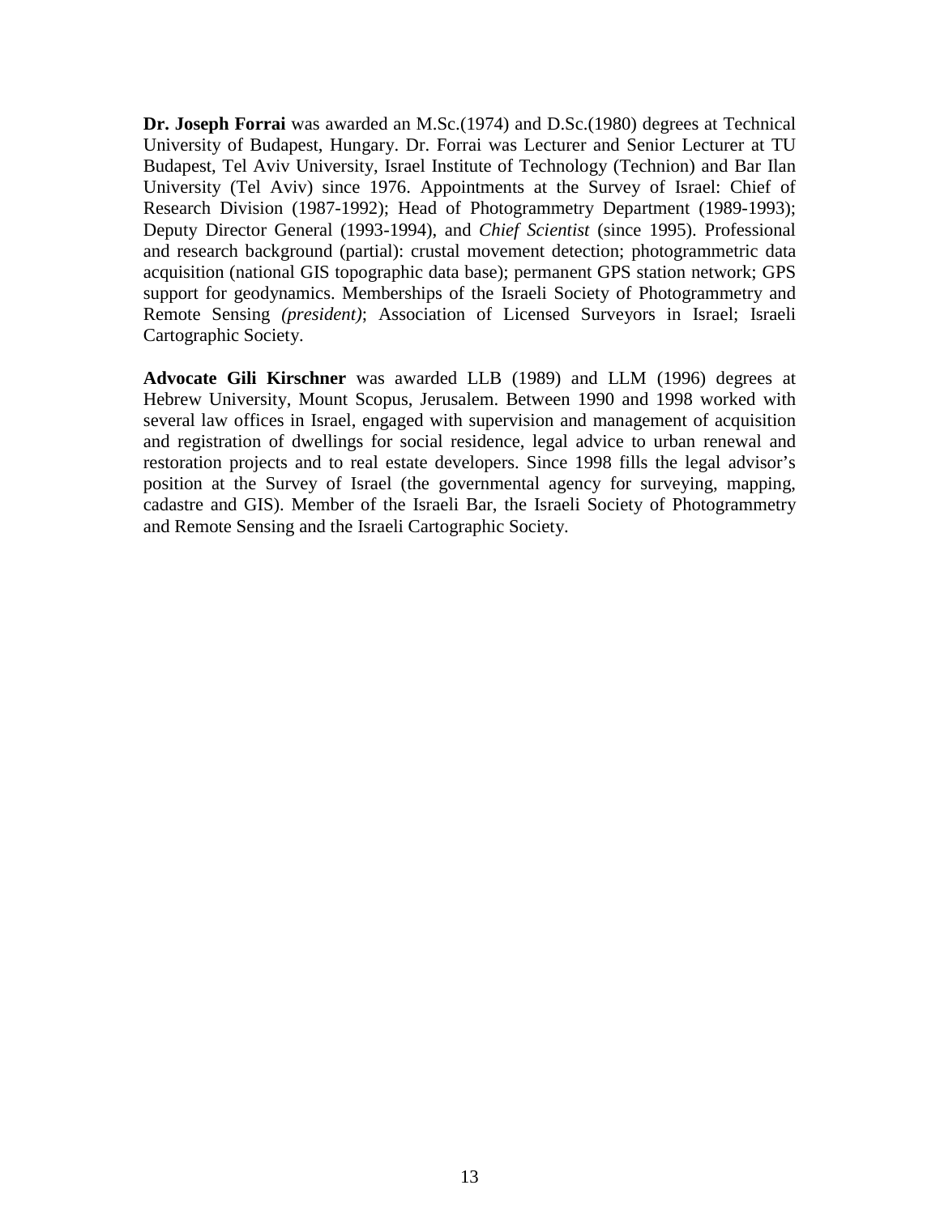**Dr. Joseph Forrai** was awarded an M.Sc.(1974) and D.Sc.(1980) degrees at Technical University of Budapest, Hungary. Dr. Forrai was Lecturer and Senior Lecturer at TU Budapest, Tel Aviv University, Israel Institute of Technology (Technion) and Bar Ilan University (Tel Aviv) since 1976. Appointments at the Survey of Israel: Chief of Research Division (1987-1992); Head of Photogrammetry Department (1989-1993); Deputy Director General (1993-1994), and *Chief Scientist* (since 1995). Professional and research background (partial): crustal movement detection; photogrammetric data acquisition (national GIS topographic data base); permanent GPS station network; GPS support for geodynamics. Memberships of the Israeli Society of Photogrammetry and Remote Sensing *(president)*; Association of Licensed Surveyors in Israel; Israeli Cartographic Society.

**Advocate Gili Kirschner** was awarded LLB (1989) and LLM (1996) degrees at Hebrew University, Mount Scopus, Jerusalem. Between 1990 and 1998 worked with several law offices in Israel, engaged with supervision and management of acquisition and registration of dwellings for social residence, legal advice to urban renewal and restoration projects and to real estate developers. Since 1998 fills the legal advisor's position at the Survey of Israel (the governmental agency for surveying, mapping, cadastre and GIS). Member of the Israeli Bar, the Israeli Society of Photogrammetry and Remote Sensing and the Israeli Cartographic Society.